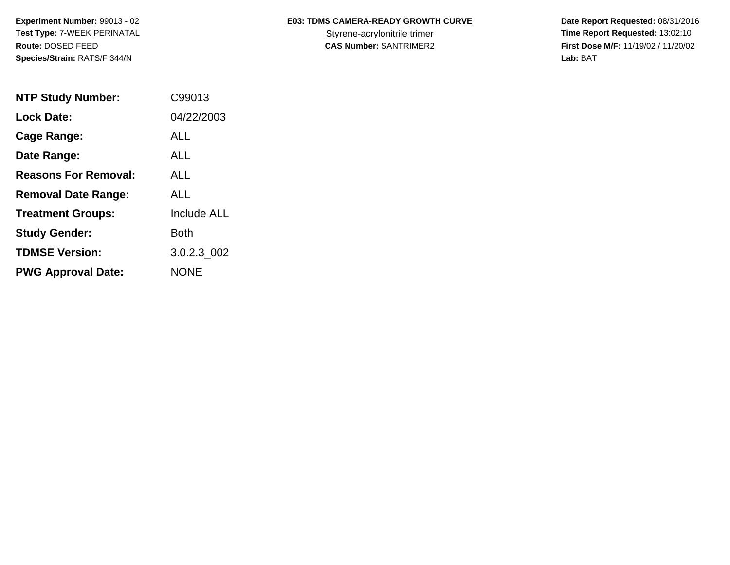**Experiment Number:** 99013 - 02
**Test Type:** 7-WEEK PERINATAL
**Route:** DOSED FEED
**Species/Strain:** RATS/F 344/N

**E03: TDMS CAMERA-READY GROWTH CURVE**
Styrene-acrylonitrile trimer
**CAS Number:** SANTRIMER2

**Date Report Requested:** 08/31/2016
**Time Report Requested:** 13:02:10
**First Dose M/F:** 11/19/02 / 11/20/02
**Lab:** BAT

| | |
|---|---|
| **NTP Study Number:** | C99013 |
| **Lock Date:** | 04/22/2003 |
| **Cage Range:** | ALL |
| **Date Range:** | ALL |
| **Reasons For Removal:** | ALL |
| **Removal Date Range:** | ALL |
| **Treatment Groups:** | Include ALL |
| **Study Gender:** | Both |
| **TDMSE Version:** | 3.0.2.3_002 |
| **PWG Approval Date:** | NONE |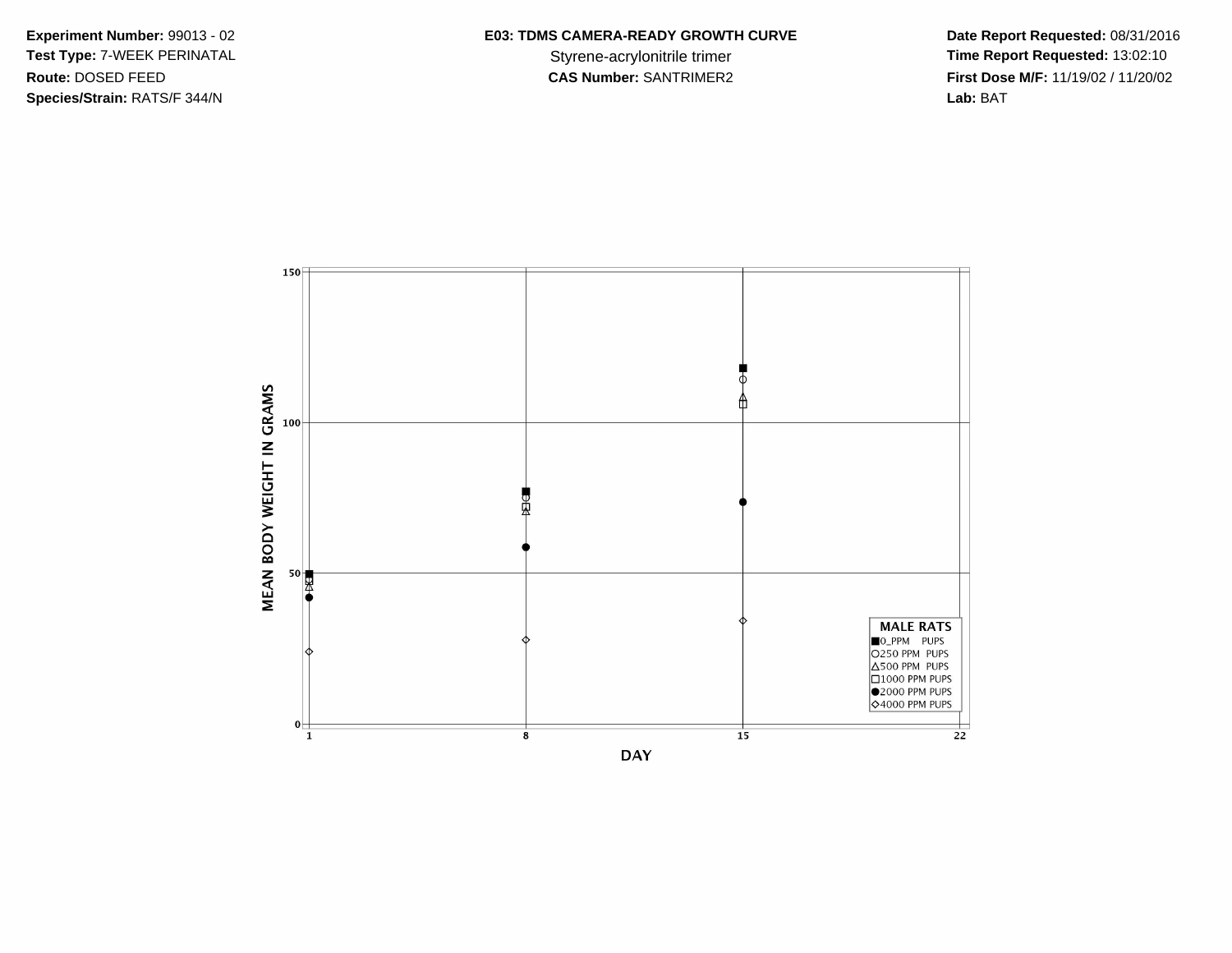**Experiment Number:** 99013 - 02
**Test Type:** 7-WEEK PERINATAL
**Route:** DOSED FEED
**Species/Strain:** RATS/F 344/N

**E03: TDMS CAMERA-READY GROWTH CURVE**
Styrene-acrylonitrile trimer
**CAS Number:** SANTRIMER2

**Date Report Requested:** 08/31/2016
**Time Report Requested:** 13:02:10
**First Dose M/F:** 11/19/02 / 11/20/02
**Lab:** BAT

MEAN BODY WEIGHT IN GRAMS

DAY

MALE RATS
- 0_PPM PUPS
- 250 PPM PUPS
- 500 PPM PUPS
- 1000 PPM PUPS
- 2000 PPM PUPS
- 4000 PPM PUPS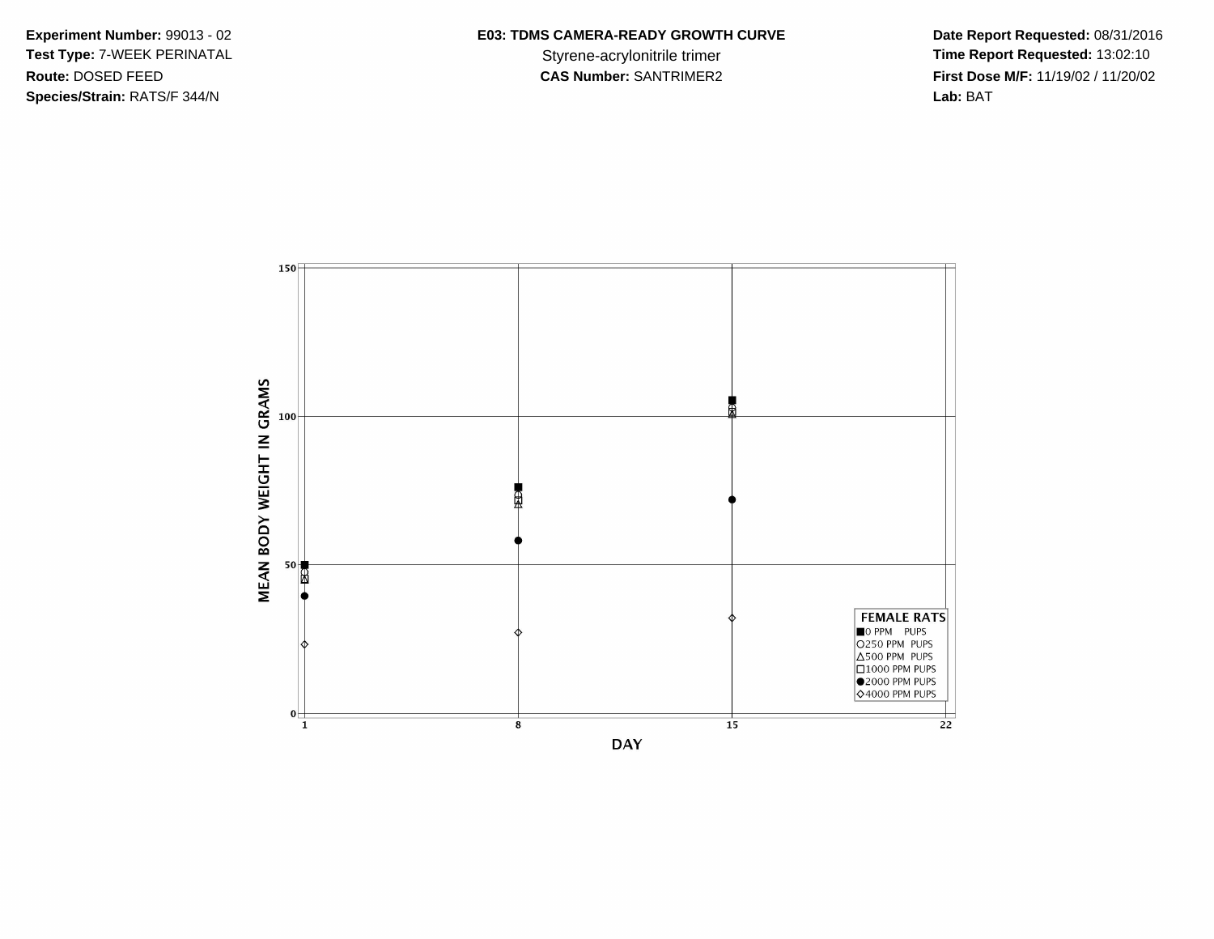**Experiment Number:** 99013 - 02
**Test Type:** 7-WEEK PERINATAL
**Route:** DOSED FEED
**Species/Strain:** RATS/F 344/N

**E03: TDMS CAMERA-READY GROWTH CURVE**
Styrene-acrylonitrile trimer
**CAS Number:** SANTRIMER2

**Date Report Requested:** 08/31/2016
**Time Report Requested:** 13:02:10
**First Dose M/F:** 11/19/02 / 11/20/02
**Lab:** BAT

MEAN BODY WEIGHT IN GRAMS

150
100
50
0

1
8
15
22

DAY

FEMALE RATS
0 PPM PUPS
250 PPM PUPS
500 PPM PUPS
1000 PPM PUPS
2000 PPM PUPS
4000 PPM PUPS